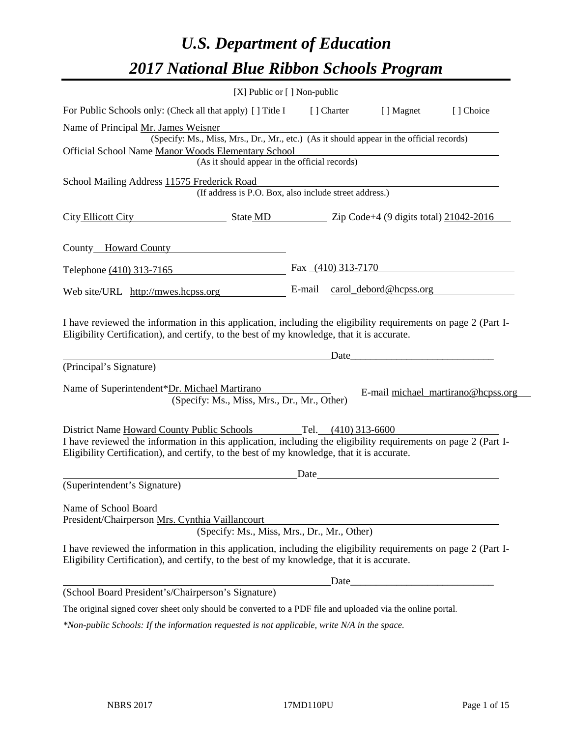# *U.S. Department of Education*

# *2017 National Blue Ribbon Schools Program*

[X] Public or [ ] Non-public

For Public Schools only: (Check all that apply) [ ] Title I [ ] Charter [ ] Magnet [ ] Choice

Name of Principal Mr. James Weisner
(Specify: Ms., Miss, Mrs., Dr., Mr., etc.) (As it should appear in the official records)

Official School Name Manor Woods Elementary School
(As it should appear in the official records)

School Mailing Address 11575 Frederick Road
(If address is P.O. Box, also include street address.)

City Ellicott City State MD Zip Code+4 (9 digits total) 21042-2016

County Howard County

Telephone (410) 313-7165 Fax (410) 313-7170

Web site/URL http://mwes.hcpss.org E-mail carol_debord@hcpss.org

I have reviewed the information in this application, including the eligibility requirements on page 2 (Part I-Eligibility Certification), and certify, to the best of my knowledge, that it is accurate.

_________________________________________________ Date_________________________

(Principal's Signature)

Name of Superintendent*Dr. Michael Martirano E-mail michael_martirano@hcpss.org
(Specify: Ms., Miss, Mrs., Dr., Mr., Other)

District Name Howard County Public Schools Tel. (410) 313-6600

I have reviewed the information in this application, including the eligibility requirements on page 2 (Part I-Eligibility Certification), and certify, to the best of my knowledge, that it is accurate.

_________________________________________________ Date_________________________

(Superintendent's Signature)

Name of School Board
President/Chairperson Mrs. Cynthia Vaillancourt
(Specify: Ms., Miss, Mrs., Dr., Mr., Other)

I have reviewed the information in this application, including the eligibility requirements on page 2 (Part I-Eligibility Certification), and certify, to the best of my knowledge, that it is accurate.

_________________________________________________ Date_________________________

(School Board President's/Chairperson's Signature)

The original signed cover sheet only should be converted to a PDF file and uploaded via the online portal.

*\*Non-public Schools: If the information requested is not applicable, write N/A in the space.*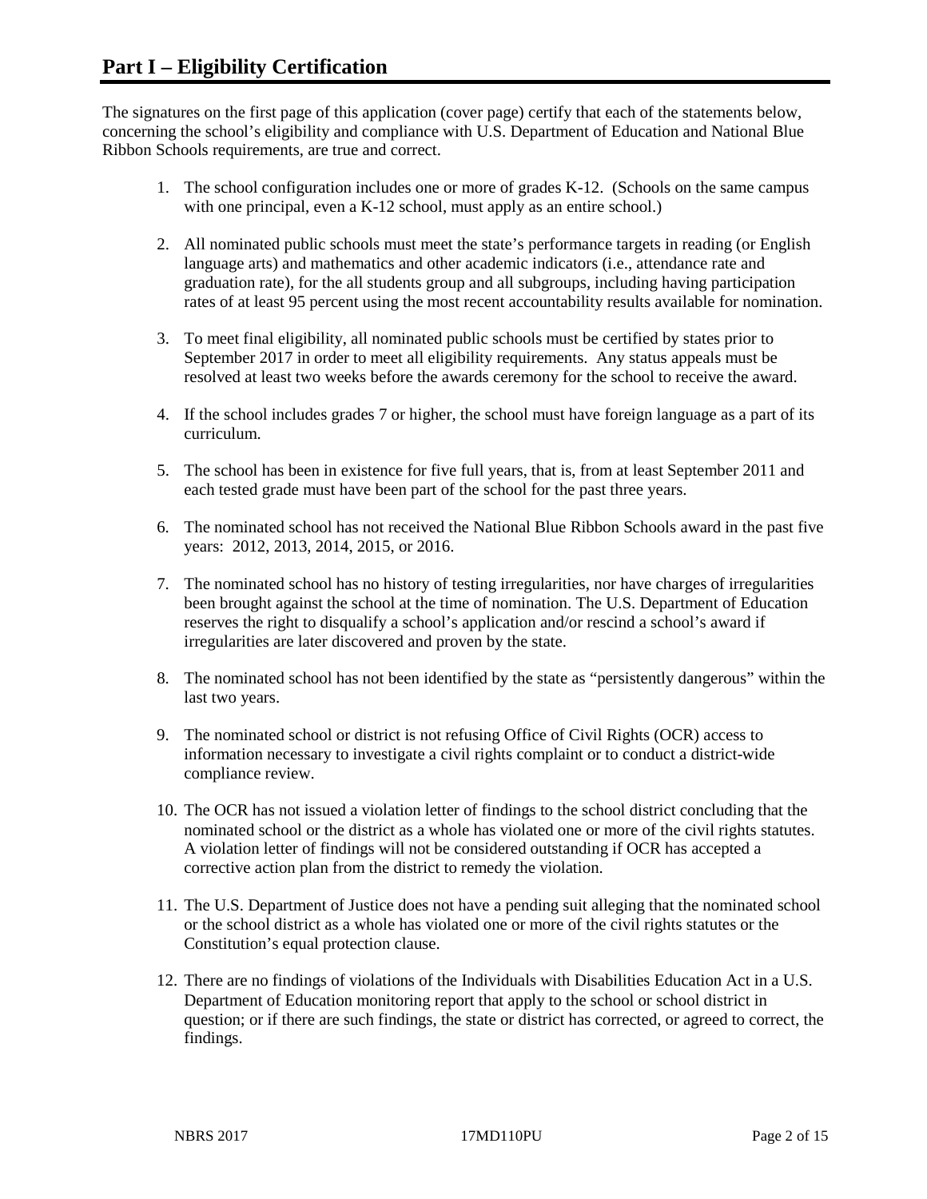# Part I – Eligibility Certification

The signatures on the first page of this application (cover page) certify that each of the statements below, concerning the school's eligibility and compliance with U.S. Department of Education and National Blue Ribbon Schools requirements, are true and correct.

1. The school configuration includes one or more of grades K-12. (Schools on the same campus with one principal, even a K-12 school, must apply as an entire school.)
2. All nominated public schools must meet the state's performance targets in reading (or English language arts) and mathematics and other academic indicators (i.e., attendance rate and graduation rate), for the all students group and all subgroups, including having participation rates of at least 95 percent using the most recent accountability results available for nomination.
3. To meet final eligibility, all nominated public schools must be certified by states prior to September 2017 in order to meet all eligibility requirements. Any status appeals must be resolved at least two weeks before the awards ceremony for the school to receive the award.
4. If the school includes grades 7 or higher, the school must have foreign language as a part of its curriculum.
5. The school has been in existence for five full years, that is, from at least September 2011 and each tested grade must have been part of the school for the past three years.
6. The nominated school has not received the National Blue Ribbon Schools award in the past five years: 2012, 2013, 2014, 2015, or 2016.
7. The nominated school has no history of testing irregularities, nor have charges of irregularities been brought against the school at the time of nomination. The U.S. Department of Education reserves the right to disqualify a school's application and/or rescind a school's award if irregularities are later discovered and proven by the state.
8. The nominated school has not been identified by the state as "persistently dangerous" within the last two years.
9. The nominated school or district is not refusing Office of Civil Rights (OCR) access to information necessary to investigate a civil rights complaint or to conduct a district-wide compliance review.
10. The OCR has not issued a violation letter of findings to the school district concluding that the nominated school or the district as a whole has violated one or more of the civil rights statutes. A violation letter of findings will not be considered outstanding if OCR has accepted a corrective action plan from the district to remedy the violation.
11. The U.S. Department of Justice does not have a pending suit alleging that the nominated school or the school district as a whole has violated one or more of the civil rights statutes or the Constitution's equal protection clause.
12. There are no findings of violations of the Individuals with Disabilities Education Act in a U.S. Department of Education monitoring report that apply to the school or school district in question; or if there are such findings, the state or district has corrected, or agreed to correct, the findings.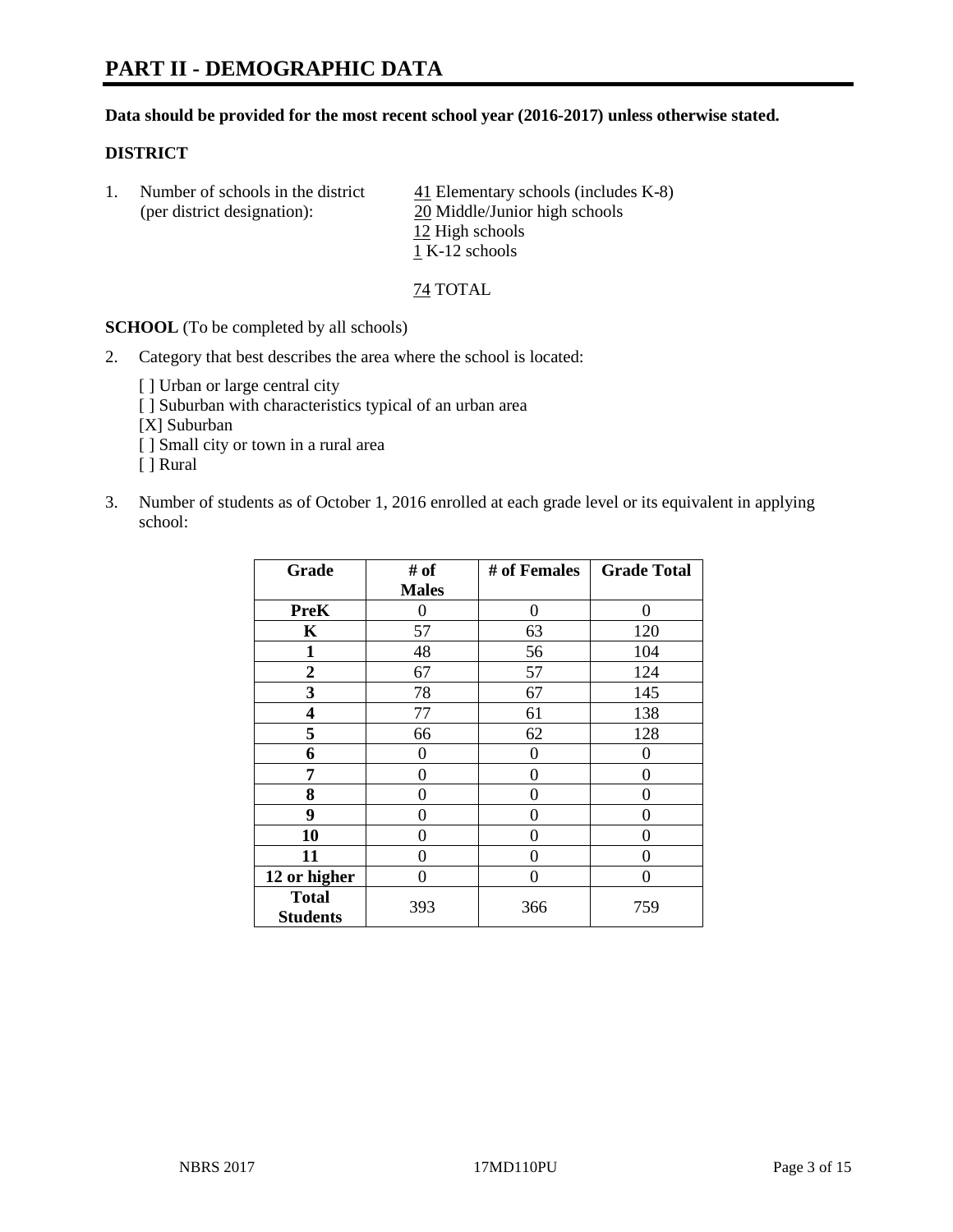# PART II - DEMOGRAPHIC DATA

**Data should be provided for the most recent school year (2016-2017) unless otherwise stated.**

## DISTRICT

1. Number of schools in the district (per district designation):
   41 Elementary schools (includes K-8)
   20 Middle/Junior high schools
   12 High schools
   1 K-12 schools

   74 TOTAL

**SCHOOL** (To be completed by all schools)

2. Category that best describes the area where the school is located:

   [ ] Urban or large central city
   [ ] Suburban with characteristics typical of an urban area
   [X] Suburban
   [ ] Small city or town in a rural area
   [ ] Rural

3. Number of students as of October 1, 2016 enrolled at each grade level or its equivalent in applying school:

| Grade | # of Males | # of Females | Grade Total |
|---|---|---|---|
| **PreK** | 0 | 0 | 0 |
| **K** | 57 | 63 | 120 |
| **1** | 48 | 56 | 104 |
| **2** | 67 | 57 | 124 |
| **3** | 78 | 67 | 145 |
| **4** | 77 | 61 | 138 |
| **5** | 66 | 62 | 128 |
| **6** | 0 | 0 | 0 |
| **7** | 0 | 0 | 0 |
| **8** | 0 | 0 | 0 |
| **9** | 0 | 0 | 0 |
| **10** | 0 | 0 | 0 |
| **11** | 0 | 0 | 0 |
| **12 or higher** | 0 | 0 | 0 |
| **Total Students** | 393 | 366 | 759 |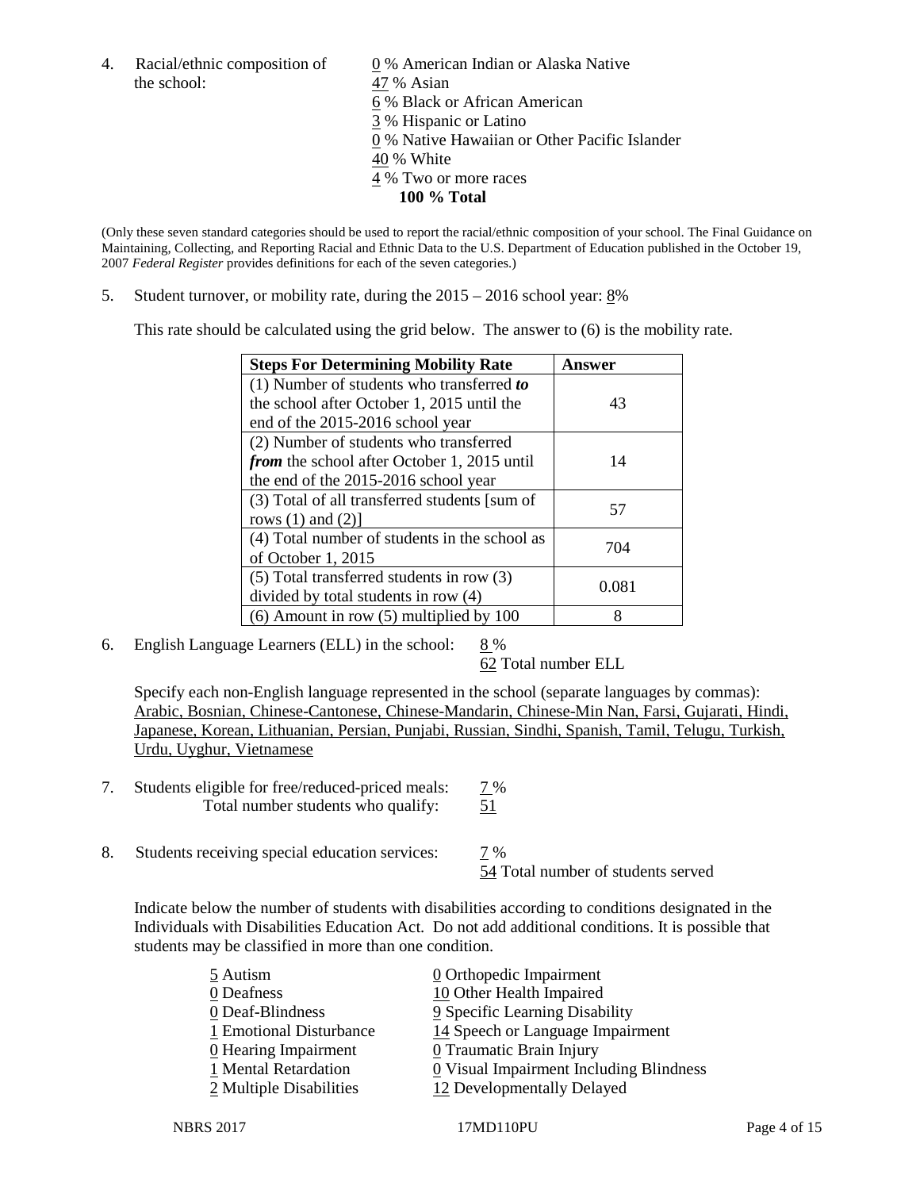4. Racial/ethnic composition of the school:

   0 % American Indian or Alaska Native
   47 % Asian
   6 % Black or African American
   3 % Hispanic or Latino
   0 % Native Hawaiian or Other Pacific Islander
   40 % White
   4 % Two or more races
   **100 % Total**

(Only these seven standard categories should be used to report the racial/ethnic composition of your school. The Final Guidance on Maintaining, Collecting, and Reporting Racial and Ethnic Data to the U.S. Department of Education published in the October 19, 2007 *Federal Register* provides definitions for each of the seven categories.)

5. Student turnover, or mobility rate, during the 2015 – 2016 school year: 8%

   This rate should be calculated using the grid below. The answer to (6) is the mobility rate.

| **Steps For Determining Mobility Rate** | **Answer** |
|---|---|
| (1) Number of students who transferred ***to*** the school after October 1, 2015 until the end of the 2015-2016 school year | 43 |
| (2) Number of students who transferred ***from*** the school after October 1, 2015 until the end of the 2015-2016 school year | 14 |
| (3) Total of all transferred students [sum of rows (1) and (2)] | 57 |
| (4) Total number of students in the school as of October 1, 2015 | 704 |
| (5) Total transferred students in row (3) divided by total students in row (4) | 0.081 |
| (6) Amount in row (5) multiplied by 100 | 8 |

6. English Language Learners (ELL) in the school: 8 %
   62 Total number ELL

   Specify each non-English language represented in the school (separate languages by commas):
   Arabic, Bosnian, Chinese-Cantonese, Chinese-Mandarin, Chinese-Min Nan, Farsi, Gujarati, Hindi, Japanese, Korean, Lithuanian, Persian, Punjabi, Russian, Sindhi, Spanish, Tamil, Telugu, Turkish, Urdu, Uyghur, Vietnamese

7. Students eligible for free/reduced-priced meals: 7 %
   Total number students who qualify: 51

8. Students receiving special education services: 7 %
   54 Total number of students served

   Indicate below the number of students with disabilities according to conditions designated in the Individuals with Disabilities Education Act. Do not add additional conditions. It is possible that students may be classified in more than one condition.

   5 Autism
   0 Deafness
   0 Deaf-Blindness
   1 Emotional Disturbance
   0 Hearing Impairment
   1 Mental Retardation
   2 Multiple Disabilities
   0 Orthopedic Impairment
   10 Other Health Impaired
   9 Specific Learning Disability
   14 Speech or Language Impairment
   0 Traumatic Brain Injury
   0 Visual Impairment Including Blindness
   12 Developmentally Delayed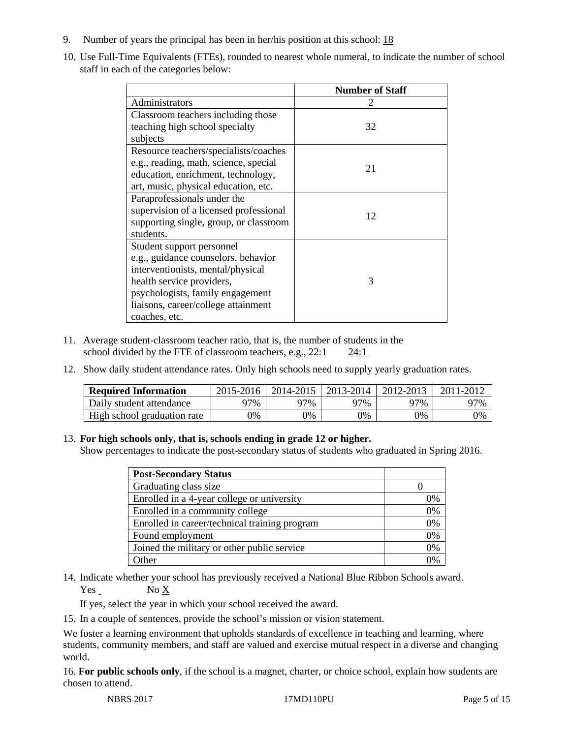9. Number of years the principal has been in her/his position at this school: 18

10. Use Full-Time Equivalents (FTEs), rounded to nearest whole numeral, to indicate the number of school staff in each of the categories below:

| | Number of Staff |
|---|---|
| Administrators | 2 |
| Classroom teachers including those teaching high school specialty subjects | 32 |
| Resource teachers/specialists/coaches e.g., reading, math, science, special education, enrichment, technology, art, music, physical education, etc. | 21 |
| Paraprofessionals under the supervision of a licensed professional supporting single, group, or classroom students. | 12 |
| Student support personnel e.g., guidance counselors, behavior interventionists, mental/physical health service providers, psychologists, family engagement liaisons, career/college attainment coaches, etc. | 3 |

11. Average student-classroom teacher ratio, that is, the number of students in the school divided by the FTE of classroom teachers, e.g., 22:1 24:1

12. Show daily student attendance rates. Only high schools need to supply yearly graduation rates.

| Required Information | 2015-2016 | 2014-2015 | 2013-2014 | 2012-2013 | 2011-2012 |
|---|---|---|---|---|---|
| Daily student attendance | 97% | 97% | 97% | 97% | 97% |
| High school graduation rate | 0% | 0% | 0% | 0% | 0% |

13. **For high schools only, that is, schools ending in grade 12 or higher.**
Show percentages to indicate the post-secondary status of students who graduated in Spring 2016.

| Post-Secondary Status | |
|---|---|
| Graduating class size | 0 |
| Enrolled in a 4-year college or university | 0% |
| Enrolled in a community college | 0% |
| Enrolled in career/technical training program | 0% |
| Found employment | 0% |
| Joined the military or other public service | 0% |
| Other | 0% |

14. Indicate whether your school has previously received a National Blue Ribbon Schools award.
Yes No X

If yes, select the year in which your school received the award.

15. In a couple of sentences, provide the school's mission or vision statement.

We foster a learning environment that upholds standards of excellence in teaching and learning, where students, community members, and staff are valued and exercise mutual respect in a diverse and changing world.

16. **For public schools only**, if the school is a magnet, charter, or choice school, explain how students are chosen to attend.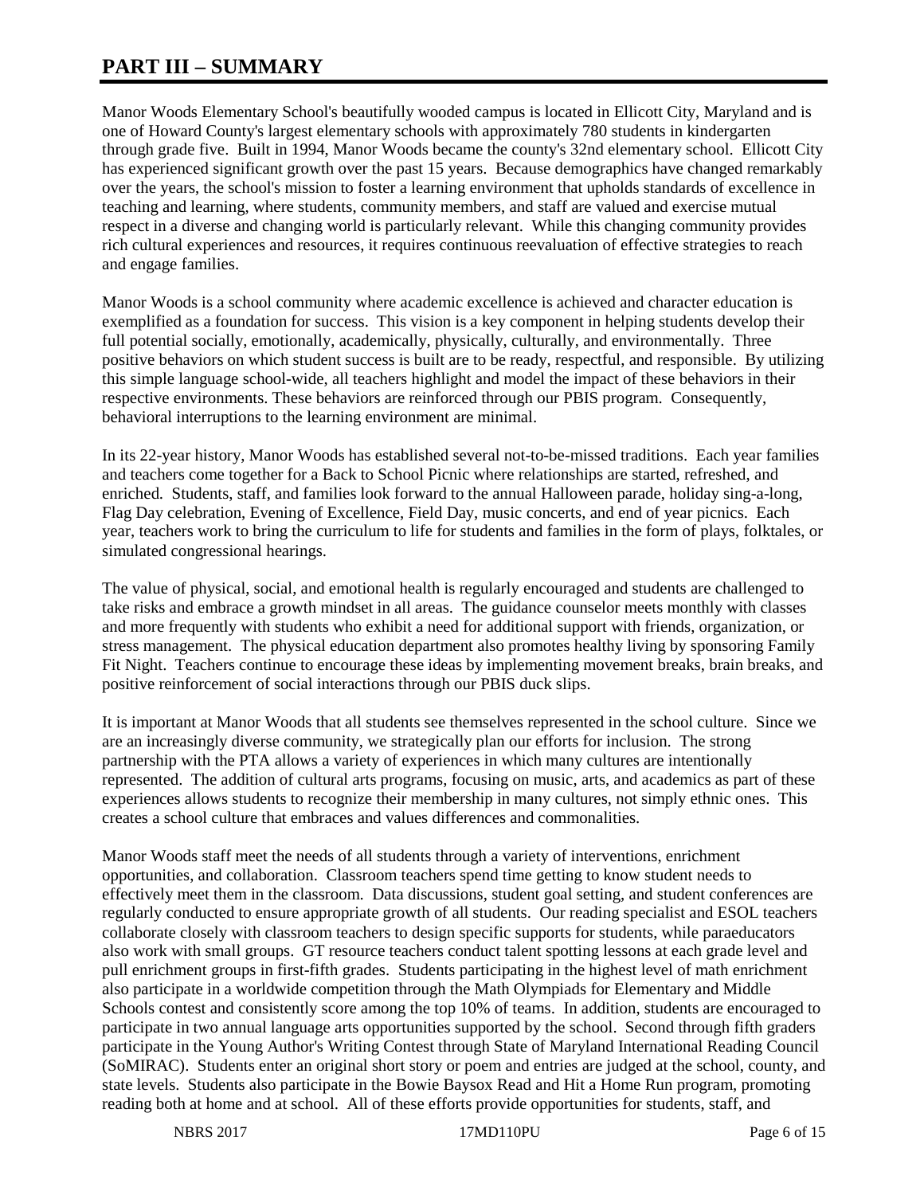# PART III – SUMMARY

Manor Woods Elementary School's beautifully wooded campus is located in Ellicott City, Maryland and is one of Howard County's largest elementary schools with approximately 780 students in kindergarten through grade five. Built in 1994, Manor Woods became the county's 32nd elementary school. Ellicott City has experienced significant growth over the past 15 years. Because demographics have changed remarkably over the years, the school's mission to foster a learning environment that upholds standards of excellence in teaching and learning, where students, community members, and staff are valued and exercise mutual respect in a diverse and changing world is particularly relevant. While this changing community provides rich cultural experiences and resources, it requires continuous reevaluation of effective strategies to reach and engage families.

Manor Woods is a school community where academic excellence is achieved and character education is exemplified as a foundation for success. This vision is a key component in helping students develop their full potential socially, emotionally, academically, physically, culturally, and environmentally. Three positive behaviors on which student success is built are to be ready, respectful, and responsible. By utilizing this simple language school-wide, all teachers highlight and model the impact of these behaviors in their respective environments. These behaviors are reinforced through our PBIS program. Consequently, behavioral interruptions to the learning environment are minimal.

In its 22-year history, Manor Woods has established several not-to-be-missed traditions. Each year families and teachers come together for a Back to School Picnic where relationships are started, refreshed, and enriched. Students, staff, and families look forward to the annual Halloween parade, holiday sing-a-long, Flag Day celebration, Evening of Excellence, Field Day, music concerts, and end of year picnics. Each year, teachers work to bring the curriculum to life for students and families in the form of plays, folktales, or simulated congressional hearings.

The value of physical, social, and emotional health is regularly encouraged and students are challenged to take risks and embrace a growth mindset in all areas. The guidance counselor meets monthly with classes and more frequently with students who exhibit a need for additional support with friends, organization, or stress management. The physical education department also promotes healthy living by sponsoring Family Fit Night. Teachers continue to encourage these ideas by implementing movement breaks, brain breaks, and positive reinforcement of social interactions through our PBIS duck slips.

It is important at Manor Woods that all students see themselves represented in the school culture. Since we are an increasingly diverse community, we strategically plan our efforts for inclusion. The strong partnership with the PTA allows a variety of experiences in which many cultures are intentionally represented. The addition of cultural arts programs, focusing on music, arts, and academics as part of these experiences allows students to recognize their membership in many cultures, not simply ethnic ones. This creates a school culture that embraces and values differences and commonalities.

Manor Woods staff meet the needs of all students through a variety of interventions, enrichment opportunities, and collaboration. Classroom teachers spend time getting to know student needs to effectively meet them in the classroom. Data discussions, student goal setting, and student conferences are regularly conducted to ensure appropriate growth of all students. Our reading specialist and ESOL teachers collaborate closely with classroom teachers to design specific supports for students, while paraeducators also work with small groups. GT resource teachers conduct talent spotting lessons at each grade level and pull enrichment groups in first-fifth grades. Students participating in the highest level of math enrichment also participate in a worldwide competition through the Math Olympiads for Elementary and Middle Schools contest and consistently score among the top 10% of teams. In addition, students are encouraged to participate in two annual language arts opportunities supported by the school. Second through fifth graders participate in the Young Author's Writing Contest through State of Maryland International Reading Council (SoMIRAC). Students enter an original short story or poem and entries are judged at the school, county, and state levels. Students also participate in the Bowie Baysox Read and Hit a Home Run program, promoting reading both at home and at school. All of these efforts provide opportunities for students, staff, and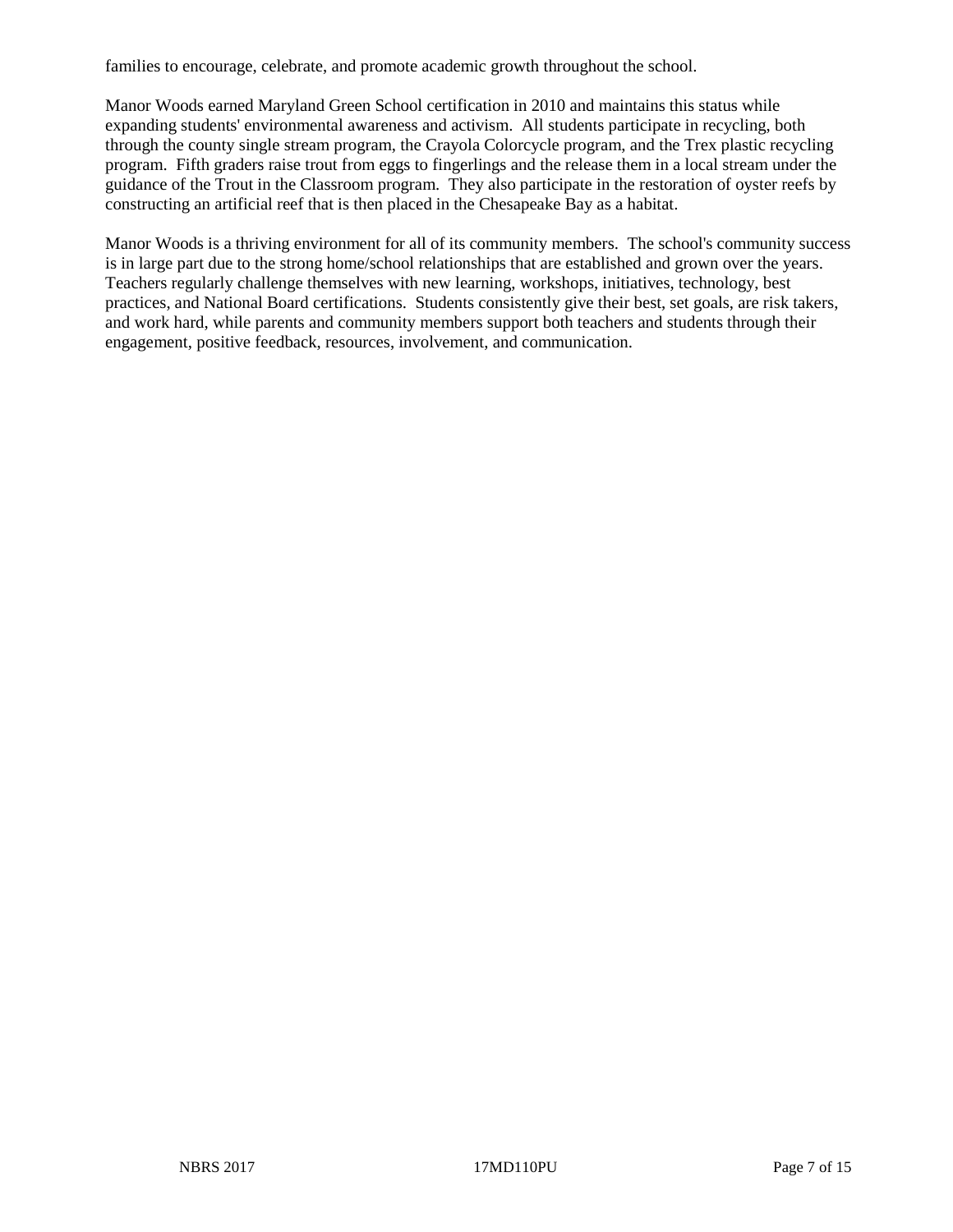families to encourage, celebrate, and promote academic growth throughout the school.

Manor Woods earned Maryland Green School certification in 2010 and maintains this status while expanding students' environmental awareness and activism. All students participate in recycling, both through the county single stream program, the Crayola Colorcycle program, and the Trex plastic recycling program. Fifth graders raise trout from eggs to fingerlings and the release them in a local stream under the guidance of the Trout in the Classroom program. They also participate in the restoration of oyster reefs by constructing an artificial reef that is then placed in the Chesapeake Bay as a habitat.

Manor Woods is a thriving environment for all of its community members. The school's community success is in large part due to the strong home/school relationships that are established and grown over the years. Teachers regularly challenge themselves with new learning, workshops, initiatives, technology, best practices, and National Board certifications. Students consistently give their best, set goals, are risk takers, and work hard, while parents and community members support both teachers and students through their engagement, positive feedback, resources, involvement, and communication.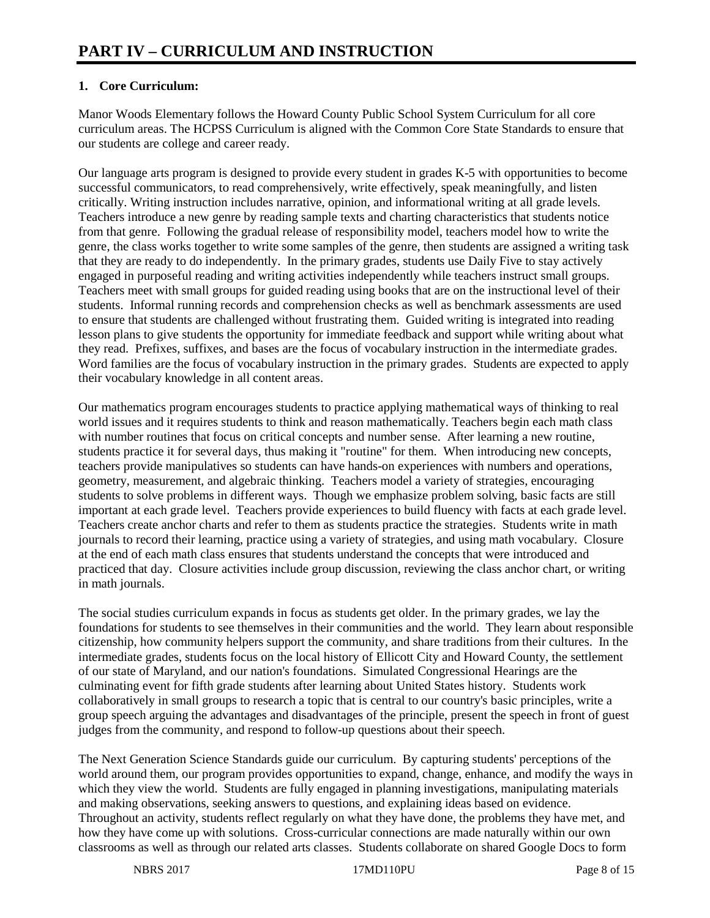# PART IV – CURRICULUM AND INSTRUCTION

**1. Core Curriculum:**

Manor Woods Elementary follows the Howard County Public School System Curriculum for all core curriculum areas. The HCPSS Curriculum is aligned with the Common Core State Standards to ensure that our students are college and career ready.

Our language arts program is designed to provide every student in grades K-5 with opportunities to become successful communicators, to read comprehensively, write effectively, speak meaningfully, and listen critically. Writing instruction includes narrative, opinion, and informational writing at all grade levels. Teachers introduce a new genre by reading sample texts and charting characteristics that students notice from that genre. Following the gradual release of responsibility model, teachers model how to write the genre, the class works together to write some samples of the genre, then students are assigned a writing task that they are ready to do independently. In the primary grades, students use Daily Five to stay actively engaged in purposeful reading and writing activities independently while teachers instruct small groups. Teachers meet with small groups for guided reading using books that are on the instructional level of their students. Informal running records and comprehension checks as well as benchmark assessments are used to ensure that students are challenged without frustrating them. Guided writing is integrated into reading lesson plans to give students the opportunity for immediate feedback and support while writing about what they read. Prefixes, suffixes, and bases are the focus of vocabulary instruction in the intermediate grades. Word families are the focus of vocabulary instruction in the primary grades. Students are expected to apply their vocabulary knowledge in all content areas.

Our mathematics program encourages students to practice applying mathematical ways of thinking to real world issues and it requires students to think and reason mathematically. Teachers begin each math class with number routines that focus on critical concepts and number sense. After learning a new routine, students practice it for several days, thus making it "routine" for them. When introducing new concepts, teachers provide manipulatives so students can have hands-on experiences with numbers and operations, geometry, measurement, and algebraic thinking. Teachers model a variety of strategies, encouraging students to solve problems in different ways. Though we emphasize problem solving, basic facts are still important at each grade level. Teachers provide experiences to build fluency with facts at each grade level. Teachers create anchor charts and refer to them as students practice the strategies. Students write in math journals to record their learning, practice using a variety of strategies, and using math vocabulary. Closure at the end of each math class ensures that students understand the concepts that were introduced and practiced that day. Closure activities include group discussion, reviewing the class anchor chart, or writing in math journals.

The social studies curriculum expands in focus as students get older. In the primary grades, we lay the foundations for students to see themselves in their communities and the world. They learn about responsible citizenship, how community helpers support the community, and share traditions from their cultures. In the intermediate grades, students focus on the local history of Ellicott City and Howard County, the settlement of our state of Maryland, and our nation's foundations. Simulated Congressional Hearings are the culminating event for fifth grade students after learning about United States history. Students work collaboratively in small groups to research a topic that is central to our country's basic principles, write a group speech arguing the advantages and disadvantages of the principle, present the speech in front of guest judges from the community, and respond to follow-up questions about their speech.

The Next Generation Science Standards guide our curriculum. By capturing students' perceptions of the world around them, our program provides opportunities to expand, change, enhance, and modify the ways in which they view the world. Students are fully engaged in planning investigations, manipulating materials and making observations, seeking answers to questions, and explaining ideas based on evidence. Throughout an activity, students reflect regularly on what they have done, the problems they have met, and how they have come up with solutions. Cross-curricular connections are made naturally within our own classrooms as well as through our related arts classes. Students collaborate on shared Google Docs to form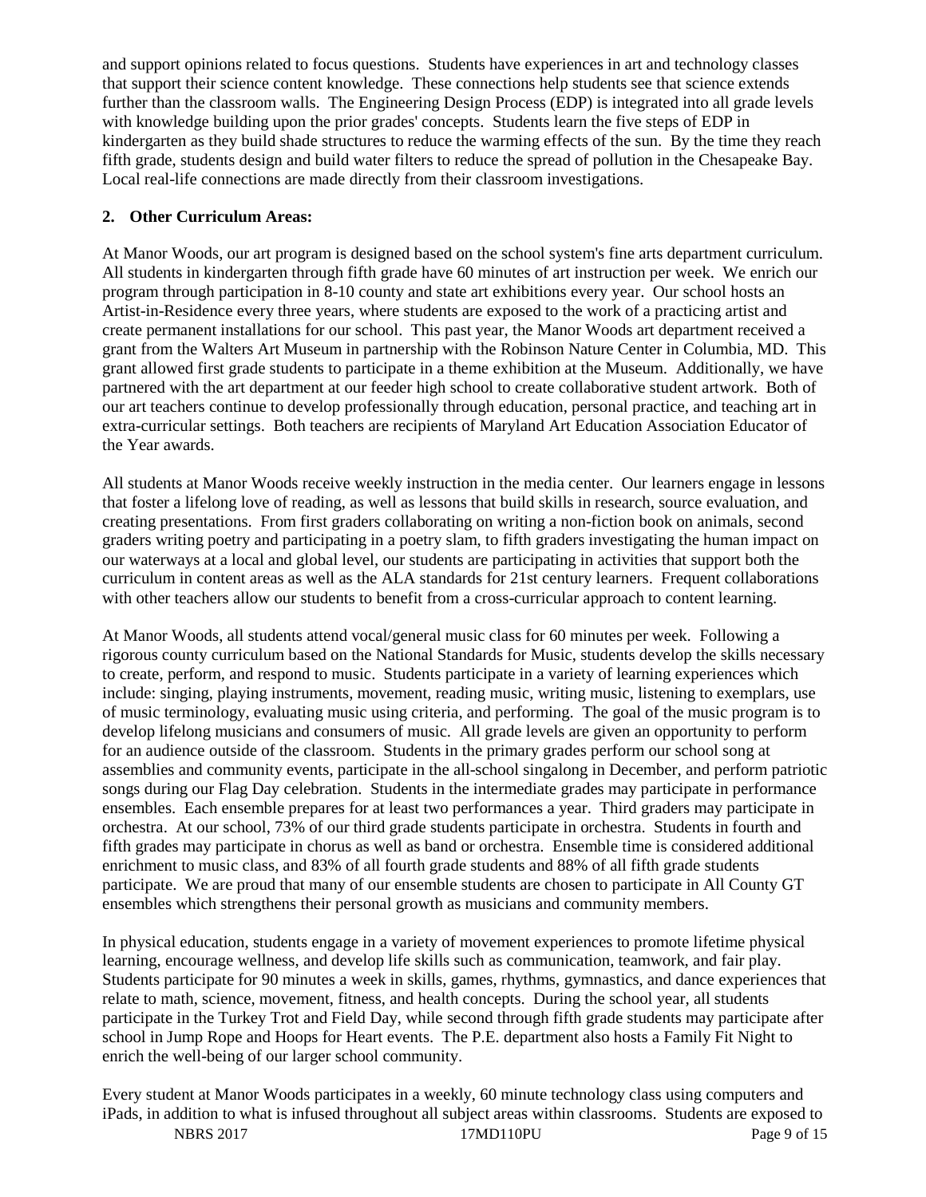and support opinions related to focus questions. Students have experiences in art and technology classes that support their science content knowledge. These connections help students see that science extends further than the classroom walls. The Engineering Design Process (EDP) is integrated into all grade levels with knowledge building upon the prior grades' concepts. Students learn the five steps of EDP in kindergarten as they build shade structures to reduce the warming effects of the sun. By the time they reach fifth grade, students design and build water filters to reduce the spread of pollution in the Chesapeake Bay. Local real-life connections are made directly from their classroom investigations.

**2. Other Curriculum Areas:**

At Manor Woods, our art program is designed based on the school system's fine arts department curriculum. All students in kindergarten through fifth grade have 60 minutes of art instruction per week. We enrich our program through participation in 8-10 county and state art exhibitions every year. Our school hosts an Artist-in-Residence every three years, where students are exposed to the work of a practicing artist and create permanent installations for our school. This past year, the Manor Woods art department received a grant from the Walters Art Museum in partnership with the Robinson Nature Center in Columbia, MD. This grant allowed first grade students to participate in a theme exhibition at the Museum. Additionally, we have partnered with the art department at our feeder high school to create collaborative student artwork. Both of our art teachers continue to develop professionally through education, personal practice, and teaching art in extra-curricular settings. Both teachers are recipients of Maryland Art Education Association Educator of the Year awards.

All students at Manor Woods receive weekly instruction in the media center. Our learners engage in lessons that foster a lifelong love of reading, as well as lessons that build skills in research, source evaluation, and creating presentations. From first graders collaborating on writing a non-fiction book on animals, second graders writing poetry and participating in a poetry slam, to fifth graders investigating the human impact on our waterways at a local and global level, our students are participating in activities that support both the curriculum in content areas as well as the ALA standards for 21st century learners. Frequent collaborations with other teachers allow our students to benefit from a cross-curricular approach to content learning.

At Manor Woods, all students attend vocal/general music class for 60 minutes per week. Following a rigorous county curriculum based on the National Standards for Music, students develop the skills necessary to create, perform, and respond to music. Students participate in a variety of learning experiences which include: singing, playing instruments, movement, reading music, writing music, listening to exemplars, use of music terminology, evaluating music using criteria, and performing. The goal of the music program is to develop lifelong musicians and consumers of music. All grade levels are given an opportunity to perform for an audience outside of the classroom. Students in the primary grades perform our school song at assemblies and community events, participate in the all-school singalong in December, and perform patriotic songs during our Flag Day celebration. Students in the intermediate grades may participate in performance ensembles. Each ensemble prepares for at least two performances a year. Third graders may participate in orchestra. At our school, 73% of our third grade students participate in orchestra. Students in fourth and fifth grades may participate in chorus as well as band or orchestra. Ensemble time is considered additional enrichment to music class, and 83% of all fourth grade students and 88% of all fifth grade students participate. We are proud that many of our ensemble students are chosen to participate in All County GT ensembles which strengthens their personal growth as musicians and community members.

In physical education, students engage in a variety of movement experiences to promote lifetime physical learning, encourage wellness, and develop life skills such as communication, teamwork, and fair play. Students participate for 90 minutes a week in skills, games, rhythms, gymnastics, and dance experiences that relate to math, science, movement, fitness, and health concepts. During the school year, all students participate in the Turkey Trot and Field Day, while second through fifth grade students may participate after school in Jump Rope and Hoops for Heart events. The P.E. department also hosts a Family Fit Night to enrich the well-being of our larger school community.

Every student at Manor Woods participates in a weekly, 60 minute technology class using computers and iPads, in addition to what is infused throughout all subject areas within classrooms. Students are exposed to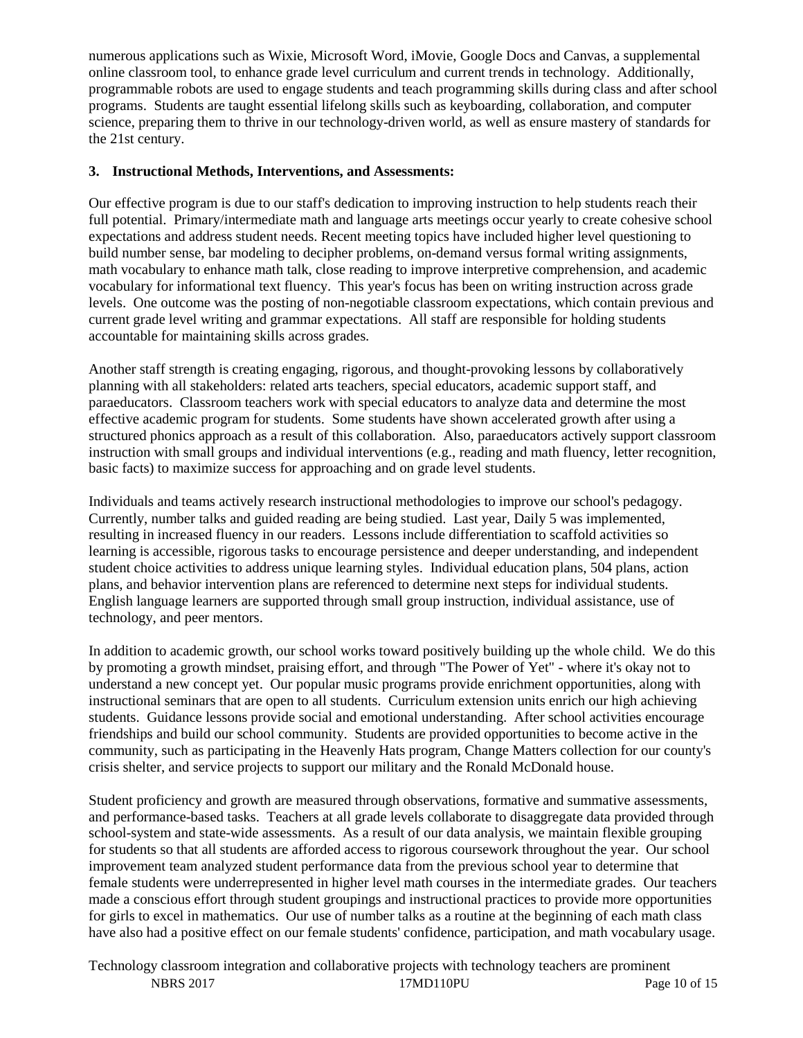numerous applications such as Wixie, Microsoft Word, iMovie, Google Docs and Canvas, a supplemental online classroom tool, to enhance grade level curriculum and current trends in technology. Additionally, programmable robots are used to engage students and teach programming skills during class and after school programs. Students are taught essential lifelong skills such as keyboarding, collaboration, and computer science, preparing them to thrive in our technology-driven world, as well as ensure mastery of standards for the 21st century.

**3. Instructional Methods, Interventions, and Assessments:**

Our effective program is due to our staff's dedication to improving instruction to help students reach their full potential. Primary/intermediate math and language arts meetings occur yearly to create cohesive school expectations and address student needs. Recent meeting topics have included higher level questioning to build number sense, bar modeling to decipher problems, on-demand versus formal writing assignments, math vocabulary to enhance math talk, close reading to improve interpretive comprehension, and academic vocabulary for informational text fluency. This year's focus has been on writing instruction across grade levels. One outcome was the posting of non-negotiable classroom expectations, which contain previous and current grade level writing and grammar expectations. All staff are responsible for holding students accountable for maintaining skills across grades.

Another staff strength is creating engaging, rigorous, and thought-provoking lessons by collaboratively planning with all stakeholders: related arts teachers, special educators, academic support staff, and paraeducators. Classroom teachers work with special educators to analyze data and determine the most effective academic program for students. Some students have shown accelerated growth after using a structured phonics approach as a result of this collaboration. Also, paraeducators actively support classroom instruction with small groups and individual interventions (e.g., reading and math fluency, letter recognition, basic facts) to maximize success for approaching and on grade level students.

Individuals and teams actively research instructional methodologies to improve our school's pedagogy. Currently, number talks and guided reading are being studied. Last year, Daily 5 was implemented, resulting in increased fluency in our readers. Lessons include differentiation to scaffold activities so learning is accessible, rigorous tasks to encourage persistence and deeper understanding, and independent student choice activities to address unique learning styles. Individual education plans, 504 plans, action plans, and behavior intervention plans are referenced to determine next steps for individual students. English language learners are supported through small group instruction, individual assistance, use of technology, and peer mentors.

In addition to academic growth, our school works toward positively building up the whole child. We do this by promoting a growth mindset, praising effort, and through "The Power of Yet" - where it's okay not to understand a new concept yet. Our popular music programs provide enrichment opportunities, along with instructional seminars that are open to all students. Curriculum extension units enrich our high achieving students. Guidance lessons provide social and emotional understanding. After school activities encourage friendships and build our school community. Students are provided opportunities to become active in the community, such as participating in the Heavenly Hats program, Change Matters collection for our county's crisis shelter, and service projects to support our military and the Ronald McDonald house.

Student proficiency and growth are measured through observations, formative and summative assessments, and performance-based tasks. Teachers at all grade levels collaborate to disaggregate data provided through school-system and state-wide assessments. As a result of our data analysis, we maintain flexible grouping for students so that all students are afforded access to rigorous coursework throughout the year. Our school improvement team analyzed student performance data from the previous school year to determine that female students were underrepresented in higher level math courses in the intermediate grades. Our teachers made a conscious effort through student groupings and instructional practices to provide more opportunities for girls to excel in mathematics. Our use of number talks as a routine at the beginning of each math class have also had a positive effect on our female students' confidence, participation, and math vocabulary usage.

Technology classroom integration and collaborative projects with technology teachers are prominent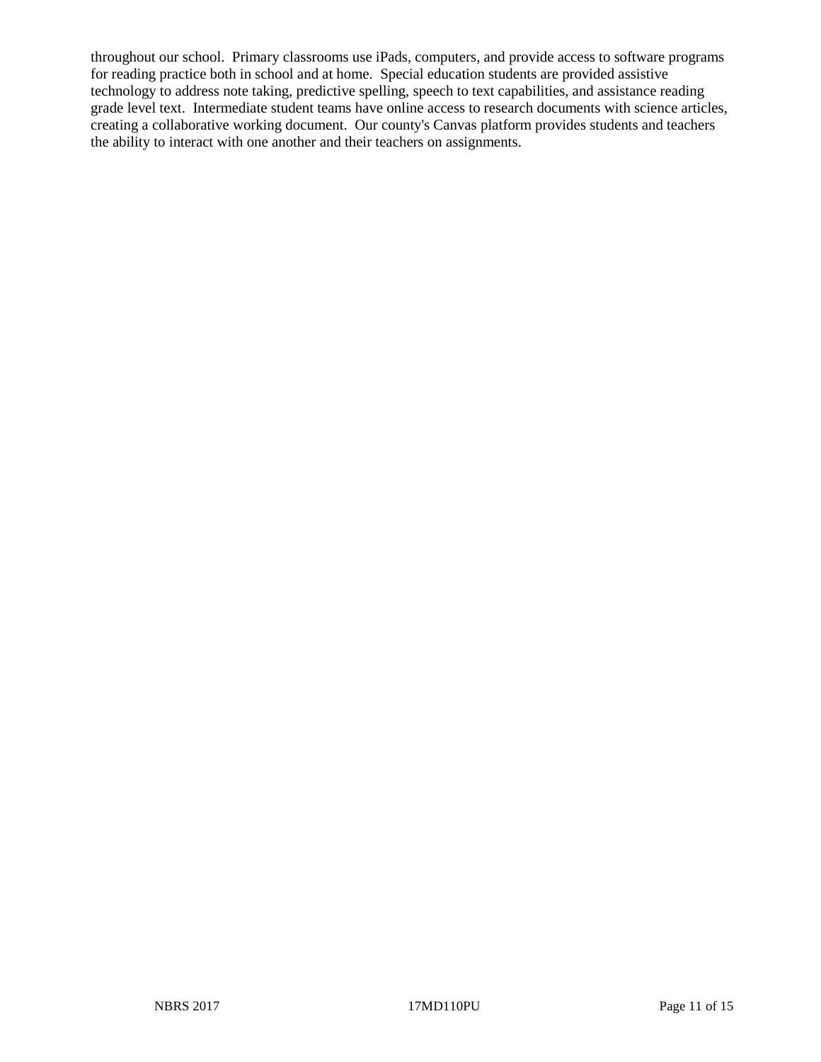throughout our school. Primary classrooms use iPads, computers, and provide access to software programs for reading practice both in school and at home. Special education students are provided assistive technology to address note taking, predictive spelling, speech to text capabilities, and assistance reading grade level text. Intermediate student teams have online access to research documents with science articles, creating a collaborative working document. Our county's Canvas platform provides students and teachers the ability to interact with one another and their teachers on assignments.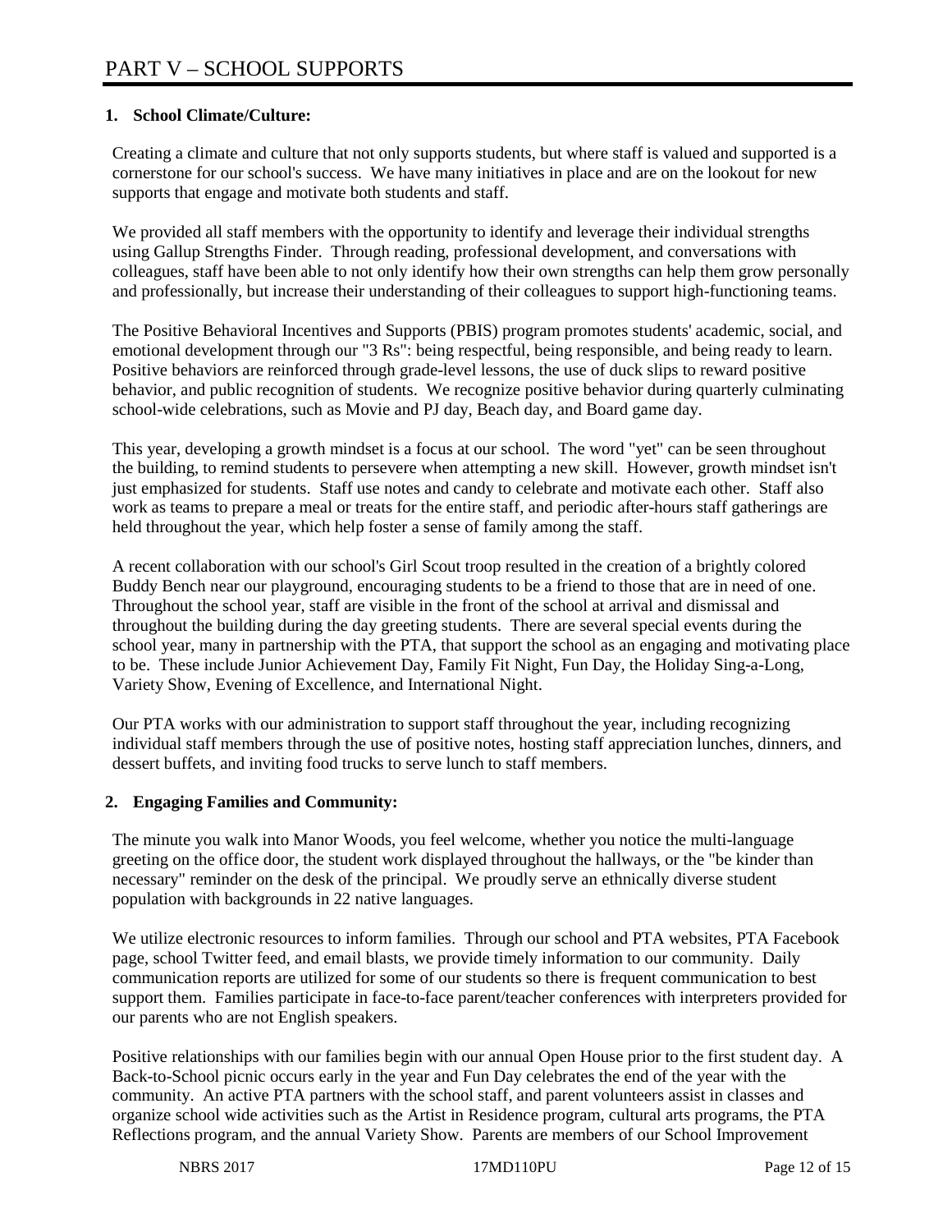# PART V – SCHOOL SUPPORTS

**1. School Climate/Culture:**

Creating a climate and culture that not only supports students, but where staff is valued and supported is a cornerstone for our school's success. We have many initiatives in place and are on the lookout for new supports that engage and motivate both students and staff.

We provided all staff members with the opportunity to identify and leverage their individual strengths using Gallup Strengths Finder. Through reading, professional development, and conversations with colleagues, staff have been able to not only identify how their own strengths can help them grow personally and professionally, but increase their understanding of their colleagues to support high-functioning teams.

The Positive Behavioral Incentives and Supports (PBIS) program promotes students' academic, social, and emotional development through our "3 Rs": being respectful, being responsible, and being ready to learn. Positive behaviors are reinforced through grade-level lessons, the use of duck slips to reward positive behavior, and public recognition of students. We recognize positive behavior during quarterly culminating school-wide celebrations, such as Movie and PJ day, Beach day, and Board game day.

This year, developing a growth mindset is a focus at our school. The word "yet" can be seen throughout the building, to remind students to persevere when attempting a new skill. However, growth mindset isn't just emphasized for students. Staff use notes and candy to celebrate and motivate each other. Staff also work as teams to prepare a meal or treats for the entire staff, and periodic after-hours staff gatherings are held throughout the year, which help foster a sense of family among the staff.

A recent collaboration with our school's Girl Scout troop resulted in the creation of a brightly colored Buddy Bench near our playground, encouraging students to be a friend to those that are in need of one. Throughout the school year, staff are visible in the front of the school at arrival and dismissal and throughout the building during the day greeting students. There are several special events during the school year, many in partnership with the PTA, that support the school as an engaging and motivating place to be. These include Junior Achievement Day, Family Fit Night, Fun Day, the Holiday Sing-a-Long, Variety Show, Evening of Excellence, and International Night.

Our PTA works with our administration to support staff throughout the year, including recognizing individual staff members through the use of positive notes, hosting staff appreciation lunches, dinners, and dessert buffets, and inviting food trucks to serve lunch to staff members.

**2. Engaging Families and Community:**

The minute you walk into Manor Woods, you feel welcome, whether you notice the multi-language greeting on the office door, the student work displayed throughout the hallways, or the "be kinder than necessary" reminder on the desk of the principal. We proudly serve an ethnically diverse student population with backgrounds in 22 native languages.

We utilize electronic resources to inform families. Through our school and PTA websites, PTA Facebook page, school Twitter feed, and email blasts, we provide timely information to our community. Daily communication reports are utilized for some of our students so there is frequent communication to best support them. Families participate in face-to-face parent/teacher conferences with interpreters provided for our parents who are not English speakers.

Positive relationships with our families begin with our annual Open House prior to the first student day. A Back-to-School picnic occurs early in the year and Fun Day celebrates the end of the year with the community. An active PTA partners with the school staff, and parent volunteers assist in classes and organize school wide activities such as the Artist in Residence program, cultural arts programs, the PTA Reflections program, and the annual Variety Show. Parents are members of our School Improvement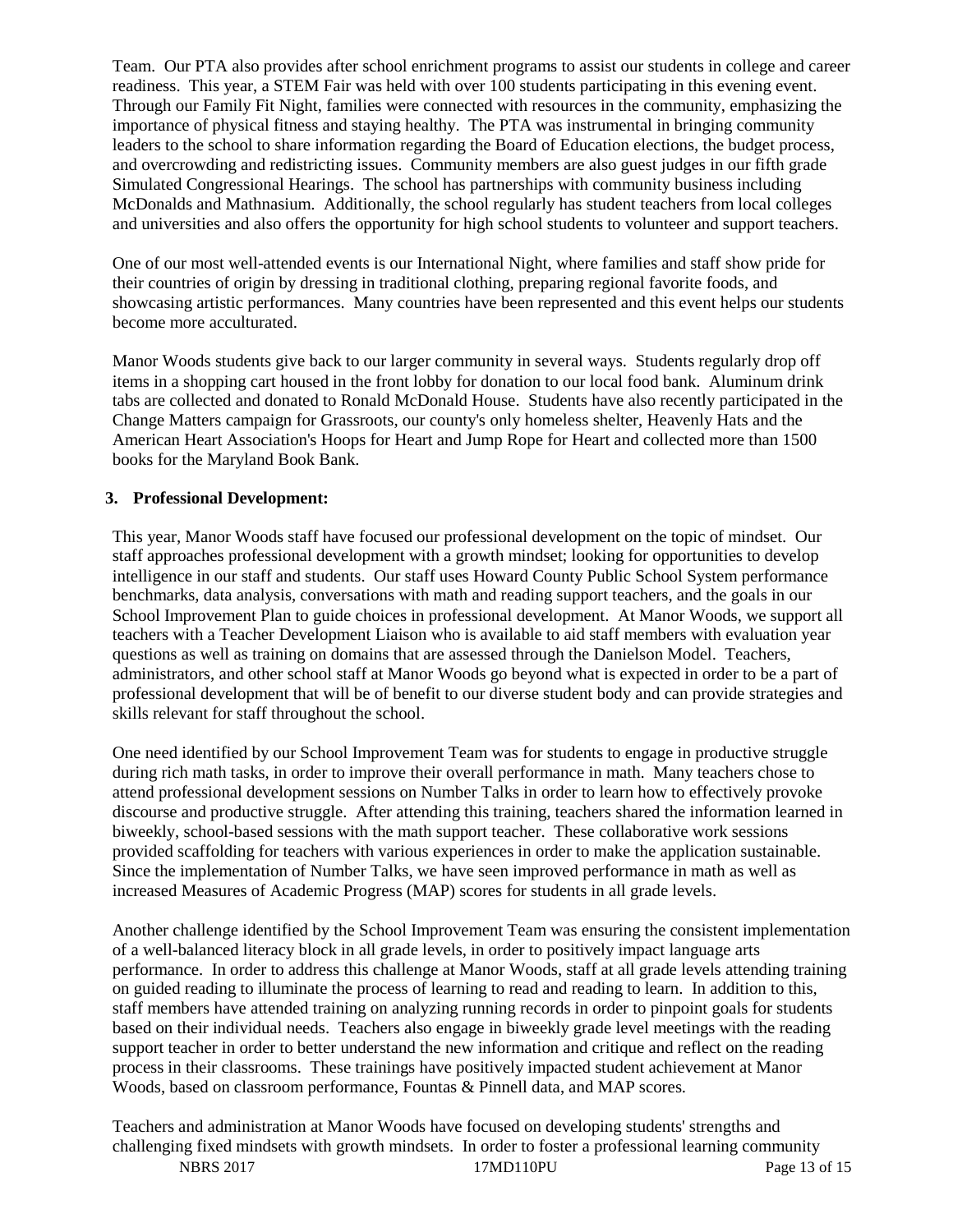Team. Our PTA also provides after school enrichment programs to assist our students in college and career readiness. This year, a STEM Fair was held with over 100 students participating in this evening event. Through our Family Fit Night, families were connected with resources in the community, emphasizing the importance of physical fitness and staying healthy. The PTA was instrumental in bringing community leaders to the school to share information regarding the Board of Education elections, the budget process, and overcrowding and redistricting issues. Community members are also guest judges in our fifth grade Simulated Congressional Hearings. The school has partnerships with community business including McDonalds and Mathnasium. Additionally, the school regularly has student teachers from local colleges and universities and also offers the opportunity for high school students to volunteer and support teachers.

One of our most well-attended events is our International Night, where families and staff show pride for their countries of origin by dressing in traditional clothing, preparing regional favorite foods, and showcasing artistic performances. Many countries have been represented and this event helps our students become more acculturated.

Manor Woods students give back to our larger community in several ways. Students regularly drop off items in a shopping cart housed in the front lobby for donation to our local food bank. Aluminum drink tabs are collected and donated to Ronald McDonald House. Students have also recently participated in the Change Matters campaign for Grassroots, our county's only homeless shelter, Heavenly Hats and the American Heart Association's Hoops for Heart and Jump Rope for Heart and collected more than 1500 books for the Maryland Book Bank.

**3. Professional Development:**

This year, Manor Woods staff have focused our professional development on the topic of mindset. Our staff approaches professional development with a growth mindset; looking for opportunities to develop intelligence in our staff and students. Our staff uses Howard County Public School System performance benchmarks, data analysis, conversations with math and reading support teachers, and the goals in our School Improvement Plan to guide choices in professional development. At Manor Woods, we support all teachers with a Teacher Development Liaison who is available to aid staff members with evaluation year questions as well as training on domains that are assessed through the Danielson Model. Teachers, administrators, and other school staff at Manor Woods go beyond what is expected in order to be a part of professional development that will be of benefit to our diverse student body and can provide strategies and skills relevant for staff throughout the school.

One need identified by our School Improvement Team was for students to engage in productive struggle during rich math tasks, in order to improve their overall performance in math. Many teachers chose to attend professional development sessions on Number Talks in order to learn how to effectively provoke discourse and productive struggle. After attending this training, teachers shared the information learned in biweekly, school-based sessions with the math support teacher. These collaborative work sessions provided scaffolding for teachers with various experiences in order to make the application sustainable. Since the implementation of Number Talks, we have seen improved performance in math as well as increased Measures of Academic Progress (MAP) scores for students in all grade levels.

Another challenge identified by the School Improvement Team was ensuring the consistent implementation of a well-balanced literacy block in all grade levels, in order to positively impact language arts performance. In order to address this challenge at Manor Woods, staff at all grade levels attending training on guided reading to illuminate the process of learning to read and reading to learn. In addition to this, staff members have attended training on analyzing running records in order to pinpoint goals for students based on their individual needs. Teachers also engage in biweekly grade level meetings with the reading support teacher in order to better understand the new information and critique and reflect on the reading process in their classrooms. These trainings have positively impacted student achievement at Manor Woods, based on classroom performance, Fountas & Pinnell data, and MAP scores.

Teachers and administration at Manor Woods have focused on developing students' strengths and challenging fixed mindsets with growth mindsets. In order to foster a professional learning community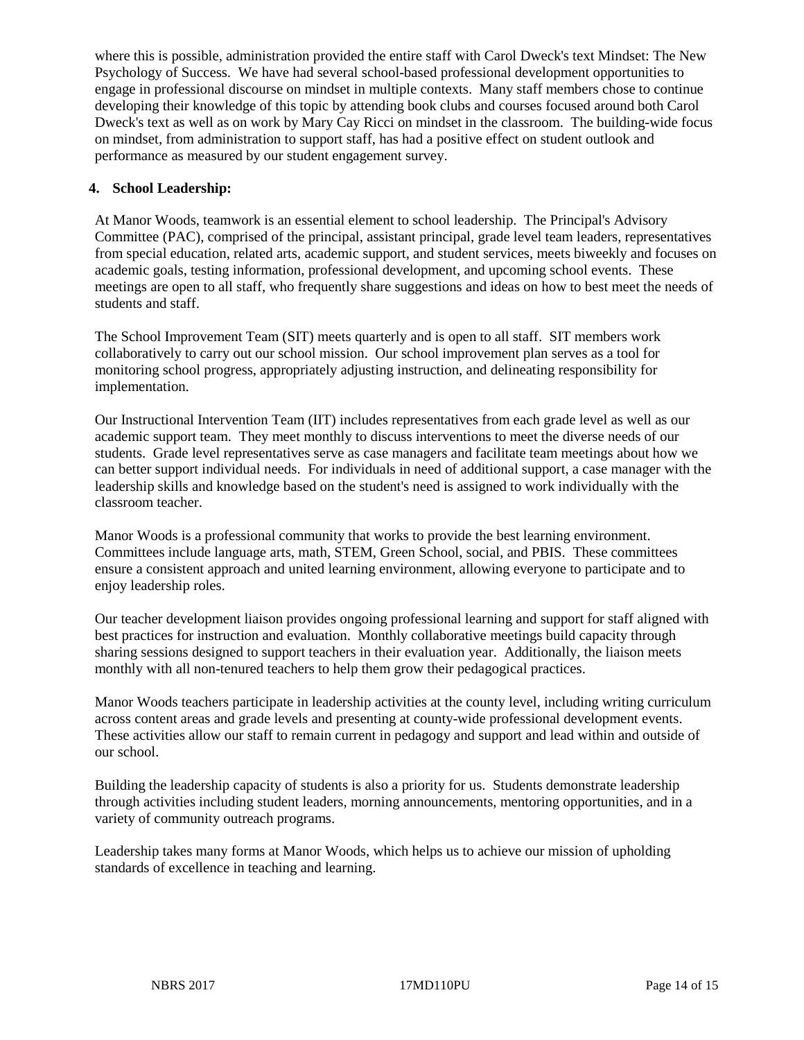where this is possible, administration provided the entire staff with Carol Dweck's text Mindset: The New Psychology of Success. We have had several school-based professional development opportunities to engage in professional discourse on mindset in multiple contexts. Many staff members chose to continue developing their knowledge of this topic by attending book clubs and courses focused around both Carol Dweck's text as well as on work by Mary Cay Ricci on mindset in the classroom. The building-wide focus on mindset, from administration to support staff, has had a positive effect on student outlook and performance as measured by our student engagement survey.

**4. School Leadership:**

At Manor Woods, teamwork is an essential element to school leadership. The Principal's Advisory Committee (PAC), comprised of the principal, assistant principal, grade level team leaders, representatives from special education, related arts, academic support, and student services, meets biweekly and focuses on academic goals, testing information, professional development, and upcoming school events. These meetings are open to all staff, who frequently share suggestions and ideas on how to best meet the needs of students and staff.

The School Improvement Team (SIT) meets quarterly and is open to all staff. SIT members work collaboratively to carry out our school mission. Our school improvement plan serves as a tool for monitoring school progress, appropriately adjusting instruction, and delineating responsibility for implementation.

Our Instructional Intervention Team (IIT) includes representatives from each grade level as well as our academic support team. They meet monthly to discuss interventions to meet the diverse needs of our students. Grade level representatives serve as case managers and facilitate team meetings about how we can better support individual needs. For individuals in need of additional support, a case manager with the leadership skills and knowledge based on the student's need is assigned to work individually with the classroom teacher.

Manor Woods is a professional community that works to provide the best learning environment. Committees include language arts, math, STEM, Green School, social, and PBIS. These committees ensure a consistent approach and united learning environment, allowing everyone to participate and to enjoy leadership roles.

Our teacher development liaison provides ongoing professional learning and support for staff aligned with best practices for instruction and evaluation. Monthly collaborative meetings build capacity through sharing sessions designed to support teachers in their evaluation year. Additionally, the liaison meets monthly with all non-tenured teachers to help them grow their pedagogical practices.

Manor Woods teachers participate in leadership activities at the county level, including writing curriculum across content areas and grade levels and presenting at county-wide professional development events. These activities allow our staff to remain current in pedagogy and support and lead within and outside of our school.

Building the leadership capacity of students is also a priority for us. Students demonstrate leadership through activities including student leaders, morning announcements, mentoring opportunities, and in a variety of community outreach programs.

Leadership takes many forms at Manor Woods, which helps us to achieve our mission of upholding standards of excellence in teaching and learning.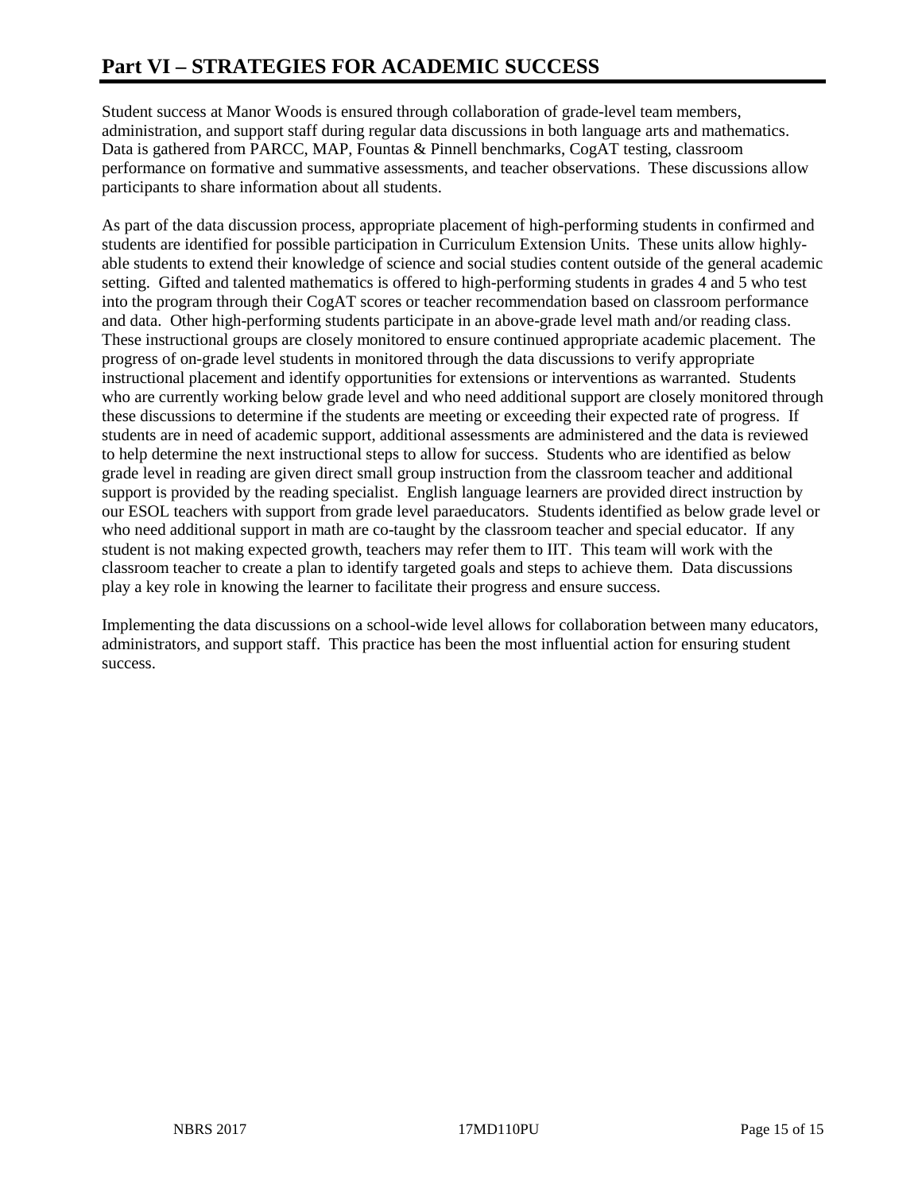# Part VI – STRATEGIES FOR ACADEMIC SUCCESS

Student success at Manor Woods is ensured through collaboration of grade-level team members, administration, and support staff during regular data discussions in both language arts and mathematics. Data is gathered from PARCC, MAP, Fountas & Pinnell benchmarks, CogAT testing, classroom performance on formative and summative assessments, and teacher observations. These discussions allow participants to share information about all students.

As part of the data discussion process, appropriate placement of high-performing students in confirmed and students are identified for possible participation in Curriculum Extension Units. These units allow highly-able students to extend their knowledge of science and social studies content outside of the general academic setting. Gifted and talented mathematics is offered to high-performing students in grades 4 and 5 who test into the program through their CogAT scores or teacher recommendation based on classroom performance and data. Other high-performing students participate in an above-grade level math and/or reading class. These instructional groups are closely monitored to ensure continued appropriate academic placement. The progress of on-grade level students in monitored through the data discussions to verify appropriate instructional placement and identify opportunities for extensions or interventions as warranted. Students who are currently working below grade level and who need additional support are closely monitored through these discussions to determine if the students are meeting or exceeding their expected rate of progress. If students are in need of academic support, additional assessments are administered and the data is reviewed to help determine the next instructional steps to allow for success. Students who are identified as below grade level in reading are given direct small group instruction from the classroom teacher and additional support is provided by the reading specialist. English language learners are provided direct instruction by our ESOL teachers with support from grade level paraeducators. Students identified as below grade level or who need additional support in math are co-taught by the classroom teacher and special educator. If any student is not making expected growth, teachers may refer them to IIT. This team will work with the classroom teacher to create a plan to identify targeted goals and steps to achieve them. Data discussions play a key role in knowing the learner to facilitate their progress and ensure success.

Implementing the data discussions on a school-wide level allows for collaboration between many educators, administrators, and support staff. This practice has been the most influential action for ensuring student success.